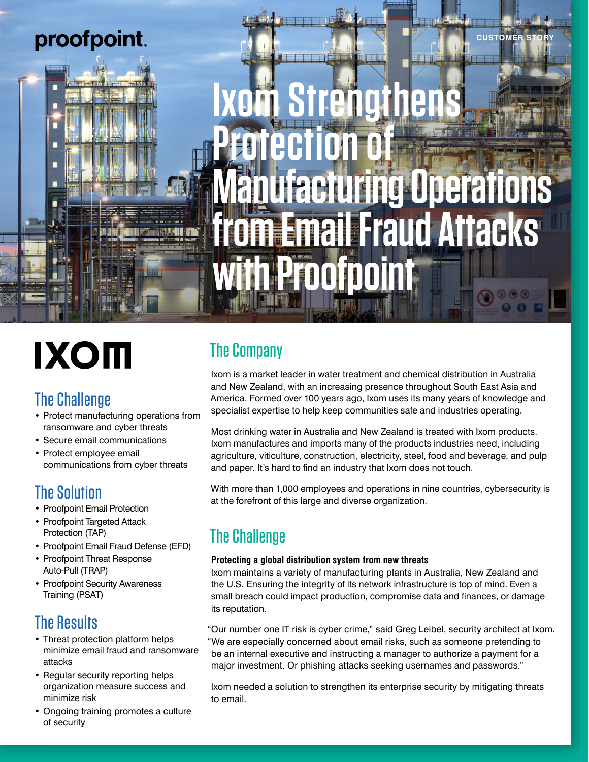proofpoint.

CUSTOMER STORY

# Ixom Strengthens Protection of Manufacturing Operations from Email Fraud Attacks with Proofpoint

IXOM

## The Challenge

- Protect manufacturing operations from ransomware and cyber threats
- Secure email communications
- Protect employee email communications from cyber threats

## The Solution

- Proofpoint Email Protection
- Proofpoint Targeted Attack Protection (TAP)
- Proofpoint Email Fraud Defense (EFD)
- Proofpoint Threat Response Auto-Pull (TRAP)
- Proofpoint Security Awareness Training (PSAT)

## The Results

- Threat protection platform helps minimize email fraud and ransomware attacks
- Regular security reporting helps organization measure success and minimize risk
- Ongoing training promotes a culture of security

## The Company

Ixom is a market leader in water treatment and chemical distribution in Australia and New Zealand, with an increasing presence throughout South East Asia and America. Formed over 100 years ago, Ixom uses its many years of knowledge and specialist expertise to help keep communities safe and industries operating.

Most drinking water in Australia and New Zealand is treated with Ixom products. Ixom manufactures and imports many of the products industries need, including agriculture, viticulture, construction, electricity, steel, food and beverage, and pulp and paper. It's hard to find an industry that Ixom does not touch.

With more than 1,000 employees and operations in nine countries, cybersecurity is at the forefront of this large and diverse organization.

## The Challenge

### Protecting a global distribution system from new threats

Ixom maintains a variety of manufacturing plants in Australia, New Zealand and the U.S. Ensuring the integrity of its network infrastructure is top of mind. Even a small breach could impact production, compromise data and finances, or damage its reputation.

"Our number one IT risk is cyber crime," said Greg Leibel, security architect at Ixom. "We are especially concerned about email risks, such as someone pretending to be an internal executive and instructing a manager to authorize a payment for a major investment. Or phishing attacks seeking usernames and passwords."

Ixom needed a solution to strengthen its enterprise security by mitigating threats to email.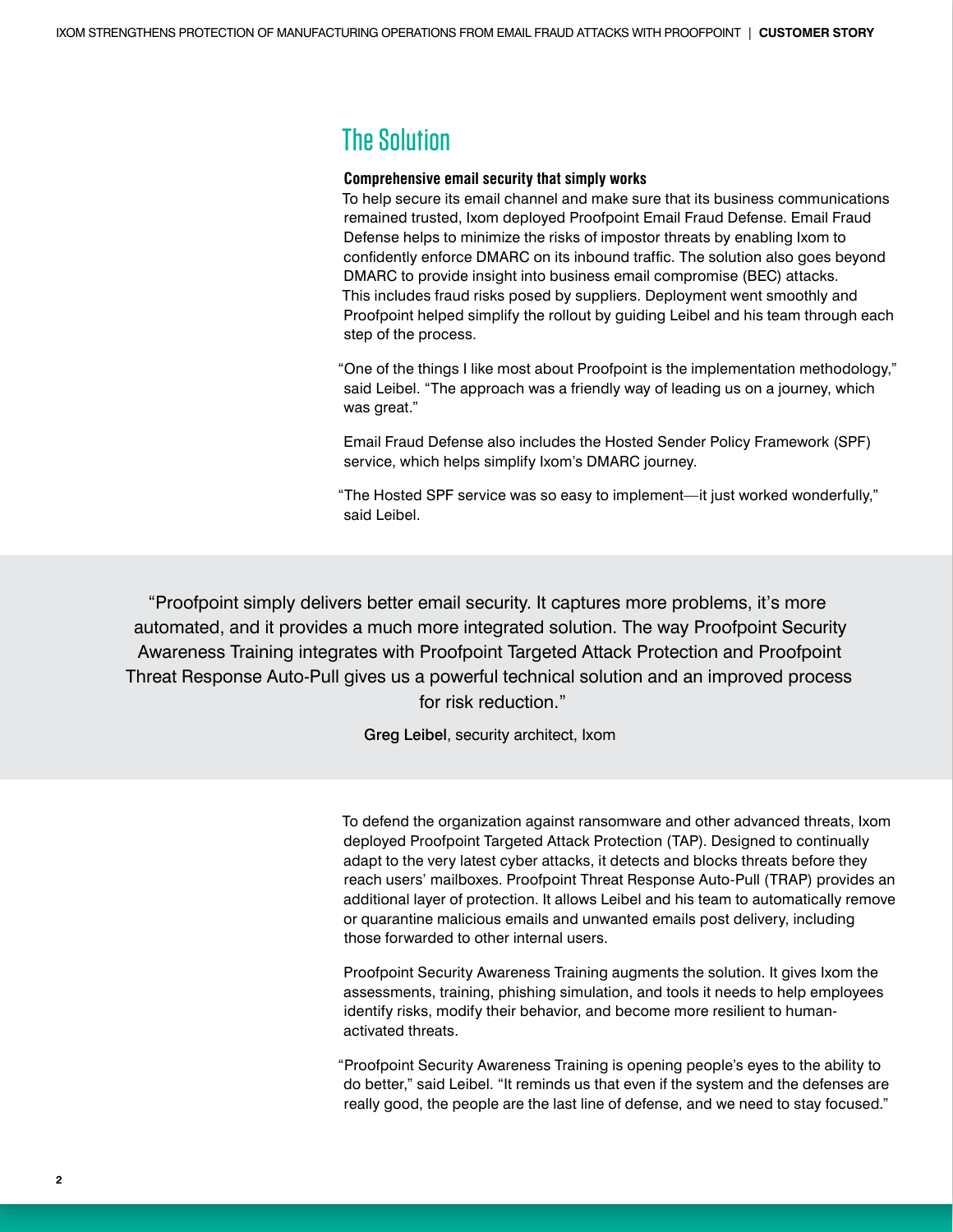## The Solution

### Comprehensive email security that simply works

To help secure its email channel and make sure that its business communications remained trusted, Ixom deployed Proofpoint Email Fraud Defense. Email Fraud Defense helps to minimize the risks of impostor threats by enabling Ixom to confidently enforce DMARC on its inbound traffic. The solution also goes beyond DMARC to provide insight into business email compromise (BEC) attacks. This includes fraud risks posed by suppliers. Deployment went smoothly and Proofpoint helped simplify the rollout by guiding Leibel and his team through each step of the process.

"One of the things I like most about Proofpoint is the implementation methodology," said Leibel. "The approach was a friendly way of leading us on a journey, which was great."

Email Fraud Defense also includes the Hosted Sender Policy Framework (SPF) service, which helps simplify Ixom's DMARC journey.

"The Hosted SPF service was so easy to implement—it just worked wonderfully," said Leibel.

> "Proofpoint simply delivers better email security. It captures more problems, it's more automated, and it provides a much more integrated solution. The way Proofpoint Security Awareness Training integrates with Proofpoint Targeted Attack Protection and Proofpoint Threat Response Auto-Pull gives us a powerful technical solution and an improved process for risk reduction."
>
> **Greg Leibel**, security architect, Ixom

To defend the organization against ransomware and other advanced threats, Ixom deployed Proofpoint Targeted Attack Protection (TAP). Designed to continually adapt to the very latest cyber attacks, it detects and blocks threats before they reach users' mailboxes. Proofpoint Threat Response Auto-Pull (TRAP) provides an additional layer of protection. It allows Leibel and his team to automatically remove or quarantine malicious emails and unwanted emails post delivery, including those forwarded to other internal users.

Proofpoint Security Awareness Training augments the solution. It gives Ixom the assessments, training, phishing simulation, and tools it needs to help employees identify risks, modify their behavior, and become more resilient to human-activated threats.

"Proofpoint Security Awareness Training is opening people's eyes to the ability to do better," said Leibel. "It reminds us that even if the system and the defenses are really good, the people are the last line of defense, and we need to stay focused."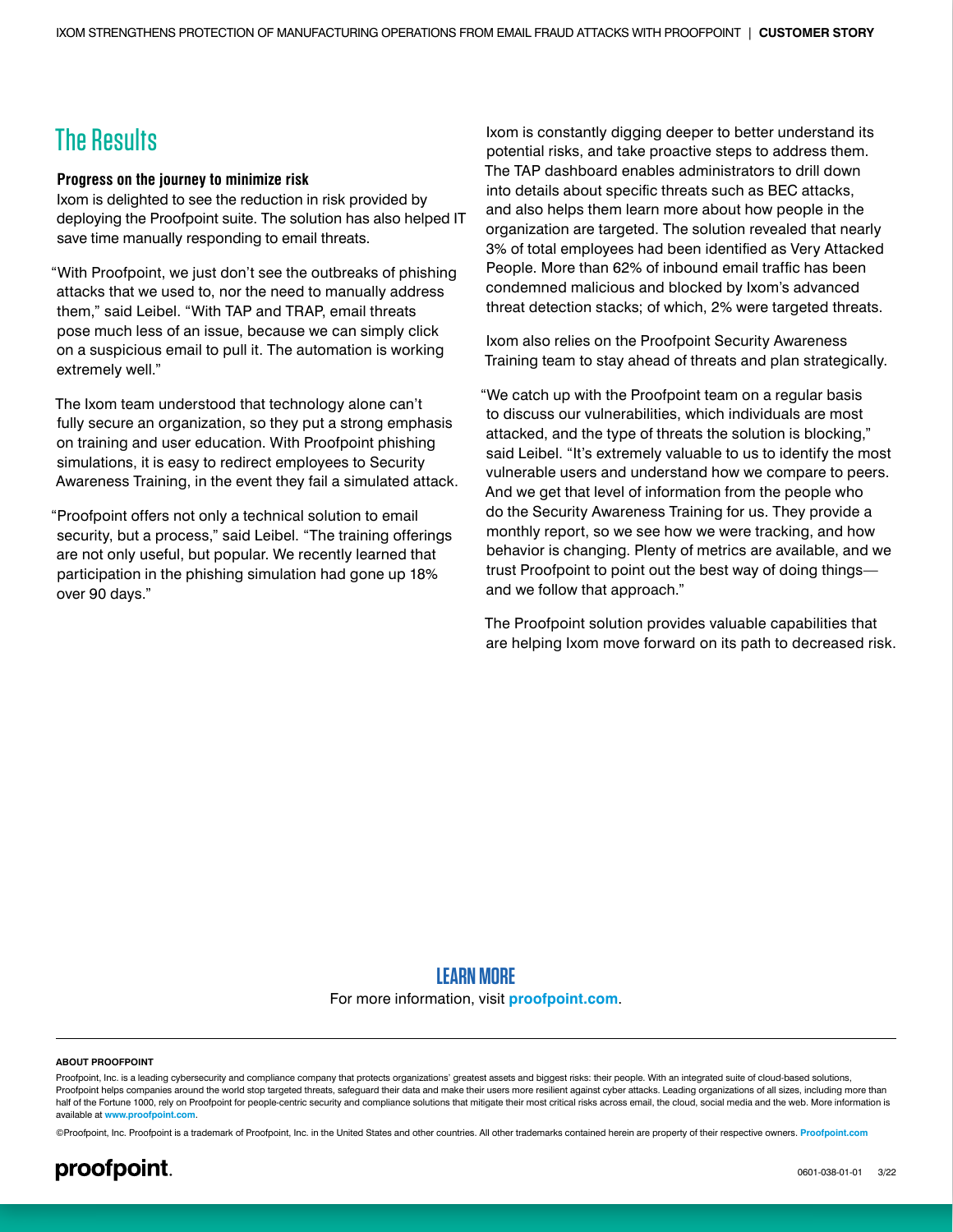## The Results

### Progress on the journey to minimize risk

Ixom is delighted to see the reduction in risk provided by deploying the Proofpoint suite. The solution has also helped IT save time manually responding to email threats.

"With Proofpoint, we just don't see the outbreaks of phishing attacks that we used to, nor the need to manually address them," said Leibel. "With TAP and TRAP, email threats pose much less of an issue, because we can simply click on a suspicious email to pull it. The automation is working extremely well."

The Ixom team understood that technology alone can't fully secure an organization, so they put a strong emphasis on training and user education. With Proofpoint phishing simulations, it is easy to redirect employees to Security Awareness Training, in the event they fail a simulated attack.

"Proofpoint offers not only a technical solution to email security, but a process," said Leibel. "The training offerings are not only useful, but popular. We recently learned that participation in the phishing simulation had gone up 18% over 90 days."

Ixom is constantly digging deeper to better understand its potential risks, and take proactive steps to address them. The TAP dashboard enables administrators to drill down into details about specific threats such as BEC attacks, and also helps them learn more about how people in the organization are targeted. The solution revealed that nearly 3% of total employees had been identified as Very Attacked People. More than 62% of inbound email traffic has been condemned malicious and blocked by Ixom's advanced threat detection stacks; of which, 2% were targeted threats.

Ixom also relies on the Proofpoint Security Awareness Training team to stay ahead of threats and plan strategically.

"We catch up with the Proofpoint team on a regular basis to discuss our vulnerabilities, which individuals are most attacked, and the type of threats the solution is blocking," said Leibel. "It's extremely valuable to us to identify the most vulnerable users and understand how we compare to peers. And we get that level of information from the people who do the Security Awareness Training for us. They provide a monthly report, so we see how we were tracking, and how behavior is changing. Plenty of metrics are available, and we trust Proofpoint to point out the best way of doing things—and we follow that approach."

The Proofpoint solution provides valuable capabilities that are helping Ixom move forward on its path to decreased risk.

## LEARN MORE

For more information, visit **proofpoint.com**.

**ABOUT PROOFPOINT**

Proofpoint, Inc. is a leading cybersecurity and compliance company that protects organizations' greatest assets and biggest risks: their people. With an integrated suite of cloud-based solutions, Proofpoint helps companies around the world stop targeted threats, safeguard their data and make their users more resilient against cyber attacks. Leading organizations of all sizes, including more than half of the Fortune 1000, rely on Proofpoint for people-centric security and compliance solutions that mitigate their most critical risks across email, the cloud, social media and the web. More information is available at **www.proofpoint.com**.

©Proofpoint, Inc. Proofpoint is a trademark of Proofpoint, Inc. in the United States and other countries. All other trademarks contained herein are property of their respective owners. **Proofpoint.com**

proofpoint.

0601-038-01-01 3/22